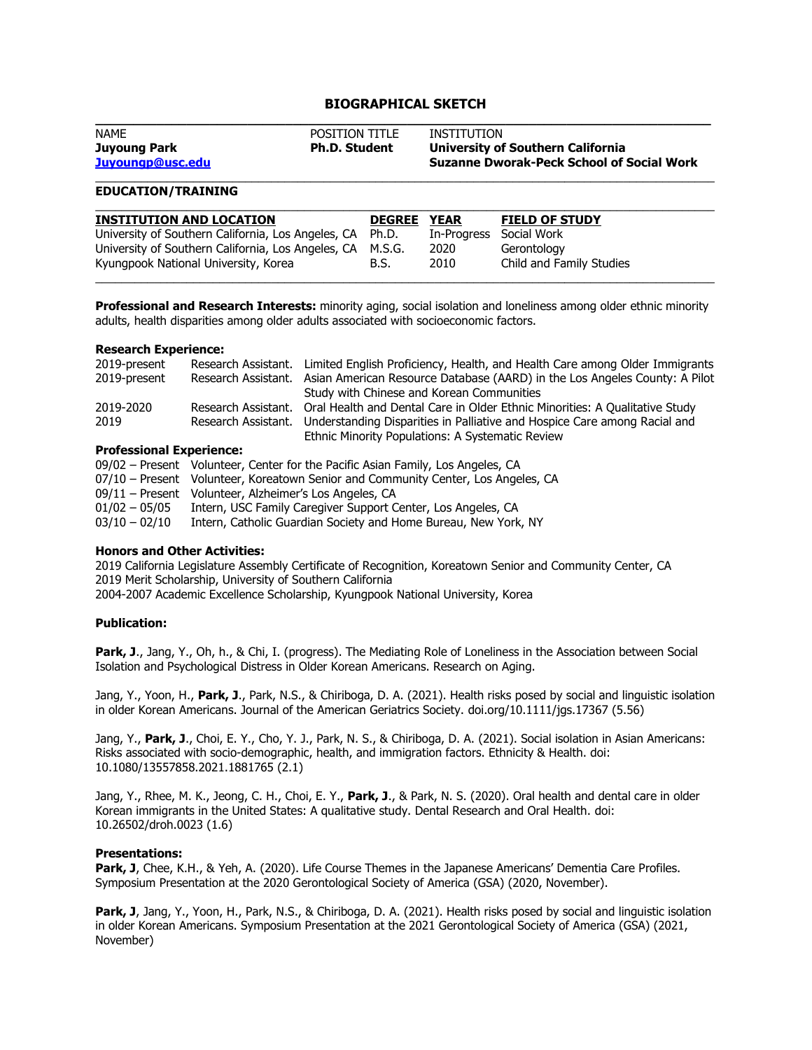# BIOGRAPHICAL SKETCH

| NAME | POSITION TITLE | INSTITUTION |
|---|---|---|
| **Juyoung Park** | **Ph.D. Student** | **University of Southern California** |
| **Juyoungp@usc.edu** | | **Suzanne Dworak-Peck School of Social Work** |

## EDUCATION/TRAINING

| INSTITUTION AND LOCATION | DEGREE | YEAR | FIELD OF STUDY |
|---|---|---|---|
| University of Southern California, Los Angeles, CA | Ph.D. | In-Progress | Social Work |
| University of Southern California, Los Angeles, CA | M.S.G. | 2020 | Gerontology |
| Kyungpook National University, Korea | B.S. | 2010 | Child and Family Studies |

**Professional and Research Interests:** minority aging, social isolation and loneliness among older ethnic minority adults, health disparities among older adults associated with socioeconomic factors.

**Research Experience:**

| | | |
|---|---|---|
| 2019-present | Research Assistant. | Limited English Proficiency, Health, and Health Care among Older Immigrants |
| 2019-present | Research Assistant. | Asian American Resource Database (AARD) in the Los Angeles County: A Pilot Study with Chinese and Korean Communities |
| 2019-2020 | Research Assistant. | Oral Health and Dental Care in Older Ethnic Minorities: A Qualitative Study |
| 2019 | Research Assistant. | Understanding Disparities in Palliative and Hospice Care among Racial and Ethnic Minority Populations: A Systematic Review |

**Professional Experience:**

| | |
|---|---|
| 09/02 – Present | Volunteer, Center for the Pacific Asian Family, Los Angeles, CA |
| 07/10 – Present | Volunteer, Koreatown Senior and Community Center, Los Angeles, CA |
| 09/11 – Present | Volunteer, Alzheimer's Los Angeles, CA |
| 01/02 – 05/05 | Intern, USC Family Caregiver Support Center, Los Angeles, CA |
| 03/10 – 02/10 | Intern, Catholic Guardian Society and Home Bureau, New York, NY |

**Honors and Other Activities:**

2019 California Legislature Assembly Certificate of Recognition, Koreatown Senior and Community Center, CA
2019 Merit Scholarship, University of Southern California
2004-2007 Academic Excellence Scholarship, Kyungpook National University, Korea

**Publication:**

**Park, J**., Jang, Y., Oh, h., & Chi, I. (progress). The Mediating Role of Loneliness in the Association between Social Isolation and Psychological Distress in Older Korean Americans. Research on Aging.

Jang, Y., Yoon, H., **Park, J**., Park, N.S., & Chiriboga, D. A. (2021). Health risks posed by social and linguistic isolation in older Korean Americans. Journal of the American Geriatrics Society. doi.org/10.1111/jgs.17367 (5.56)

Jang, Y., **Park, J**., Choi, E. Y., Cho, Y. J., Park, N. S., & Chiriboga, D. A. (2021). Social isolation in Asian Americans: Risks associated with socio-demographic, health, and immigration factors. Ethnicity & Health. doi: 10.1080/13557858.2021.1881765 (2.1)

Jang, Y., Rhee, M. K., Jeong, C. H., Choi, E. Y., **Park, J**., & Park, N. S. (2020). Oral health and dental care in older Korean immigrants in the United States: A qualitative study. Dental Research and Oral Health. doi: 10.26502/droh.0023 (1.6)

**Presentations:**

**Park, J**, Chee, K.H., & Yeh, A. (2020). Life Course Themes in the Japanese Americans' Dementia Care Profiles. Symposium Presentation at the 2020 Gerontological Society of America (GSA) (2020, November).

**Park, J**, Jang, Y., Yoon, H., Park, N.S., & Chiriboga, D. A. (2021). Health risks posed by social and linguistic isolation in older Korean Americans. Symposium Presentation at the 2021 Gerontological Society of America (GSA) (2021, November)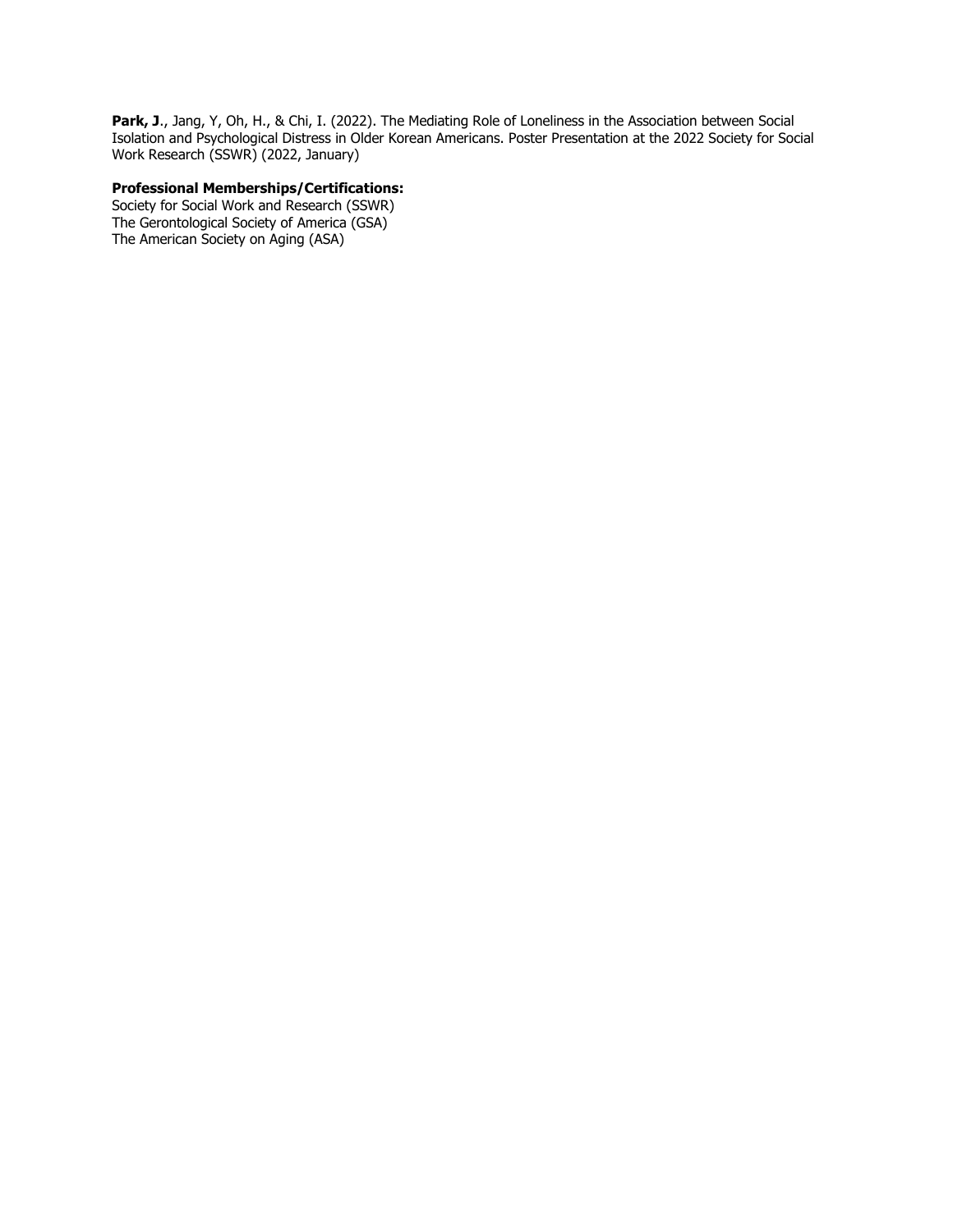**Park, J**., Jang, Y, Oh, H., & Chi, I. (2022). The Mediating Role of Loneliness in the Association between Social Isolation and Psychological Distress in Older Korean Americans. Poster Presentation at the 2022 Society for Social Work Research (SSWR) (2022, January)

**Professional Memberships/Certifications:**

Society for Social Work and Research (SSWR)
The Gerontological Society of America (GSA)
The American Society on Aging (ASA)